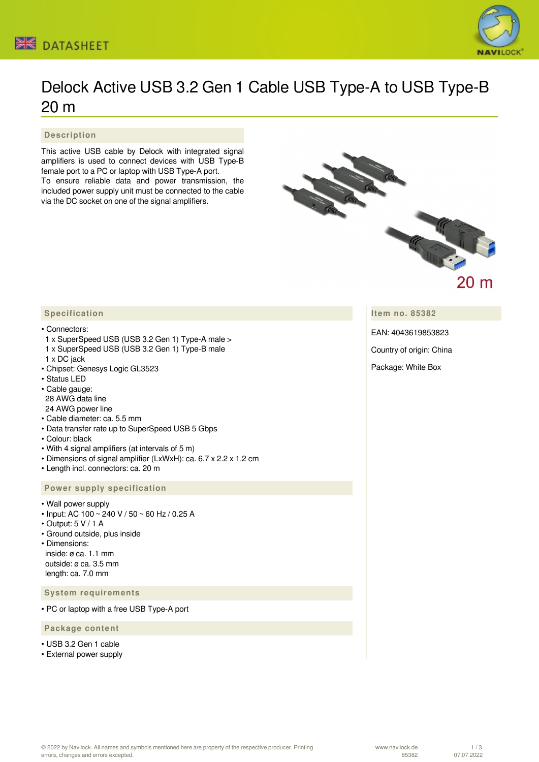DATASHEET

# Delock Active USB 3.2 Gen 1 Cable USB Type-A to USB Type-B 20 m

## Description

This active USB cable by Delock with integrated signal amplifiers is used to connect devices with USB Type-B female port to a PC or laptop with USB Type-A port.
To ensure reliable data and power transmission, the included power supply unit must be connected to the cable via the DC socket on one of the signal amplifiers.

20 m

## Specification

- Connectors:
  1 x SuperSpeed USB (USB 3.2 Gen 1) Type-A male >
  1 x SuperSpeed USB (USB 3.2 Gen 1) Type-B male
  1 x DC jack
- Chipset: Genesys Logic GL3523
- Status LED
- Cable gauge:
  28 AWG data line
  24 AWG power line
- Cable diameter: ca. 5.5 mm
- Data transfer rate up to SuperSpeed USB 5 Gbps
- Colour: black
- With 4 signal amplifiers (at intervals of 5 m)
- Dimensions of signal amplifier (LxWxH): ca. 6.7 x 2.2 x 1.2 cm
- Length incl. connectors: ca. 20 m

## Power supply specification

- Wall power supply
- Input: AC 100 ~ 240 V / 50 ~ 60 Hz / 0.25 A
- Output: 5 V / 1 A
- Ground outside, plus inside
- Dimensions:
  inside: ø ca. 1.1 mm
  outside: ø ca. 3.5 mm
  length: ca. 7.0 mm

## System requirements

- PC or laptop with a free USB Type-A port

## Package content

- USB 3.2 Gen 1 cable
- External power supply

## Item no. 85382

EAN: 4043619853823

Country of origin: China

Package: White Box

© 2022 by Navilock. All names and symbols mentioned here are property of the respective producer. Printing errors, changes and errors excepted.

www.navilock.de 85382 07.07.2022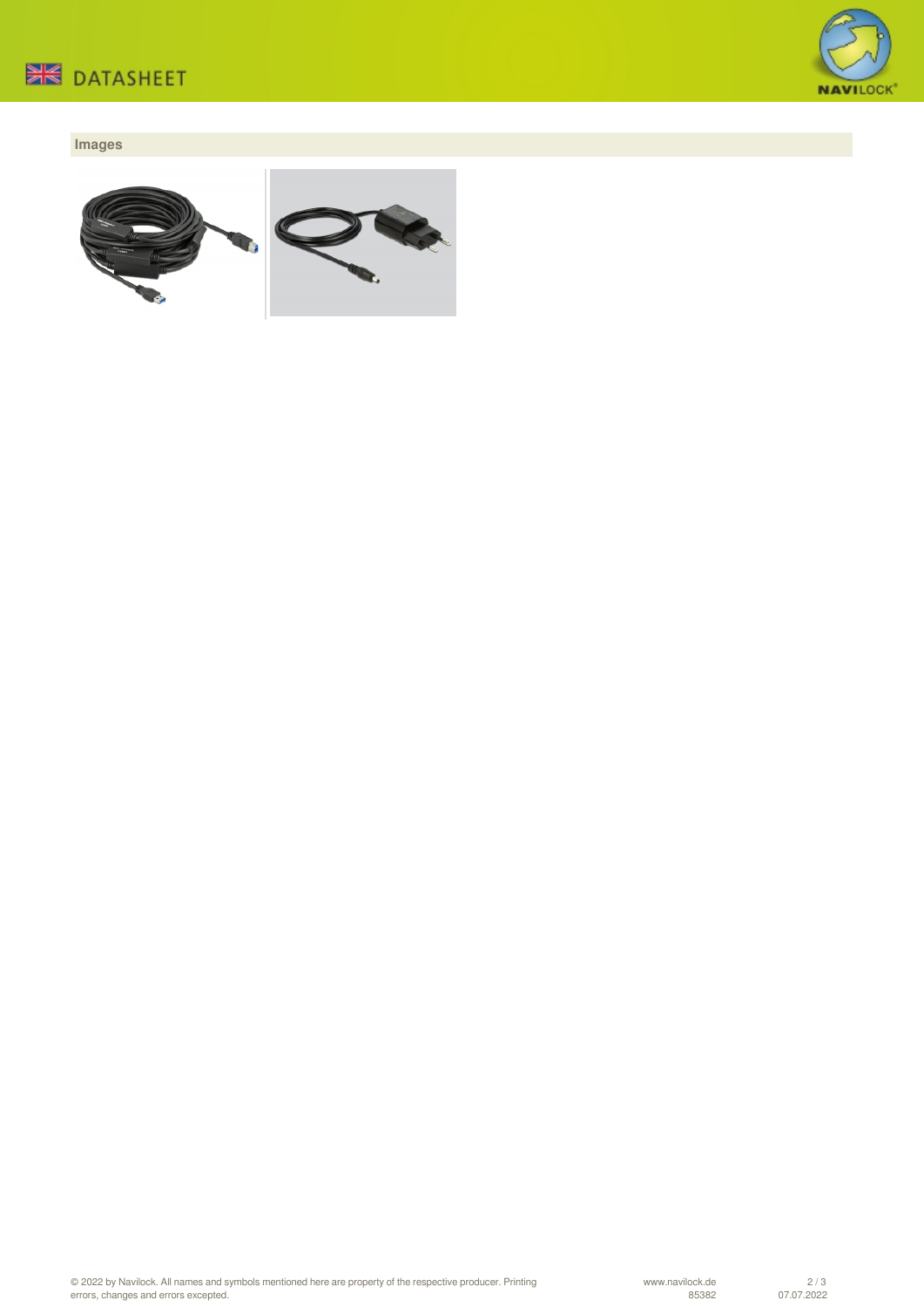## Images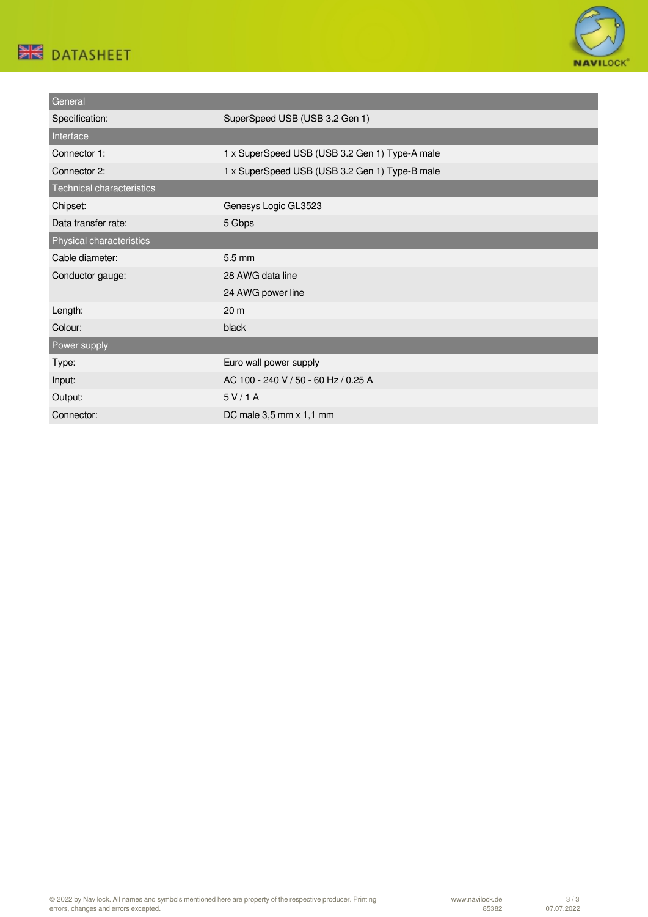# DATASHEET

| | |
|---|---|
| **General** | |
| Specification: | SuperSpeed USB (USB 3.2 Gen 1) |
| **Interface** | |
| Connector 1: | 1 x SuperSpeed USB (USB 3.2 Gen 1) Type-A male |
| Connector 2: | 1 x SuperSpeed USB (USB 3.2 Gen 1) Type-B male |
| **Technical characteristics** | |
| Chipset: | Genesys Logic GL3523 |
| Data transfer rate: | 5 Gbps |
| **Physical characteristics** | |
| Cable diameter: | 5.5 mm |
| Conductor gauge: | 28 AWG data line<br>24 AWG power line |
| Length: | 20 m |
| Colour: | black |
| **Power supply** | |
| Type: | Euro wall power supply |
| Input: | AC 100 - 240 V / 50 - 60 Hz / 0.25 A |
| Output: | 5 V / 1 A |
| Connector: | DC male 3,5 mm x 1,1 mm |

© 2022 by Navilock. All names and symbols mentioned here are property of the respective producer. Printing errors, changes and errors excepted.

www.navilock.de
85382

07.07.2022